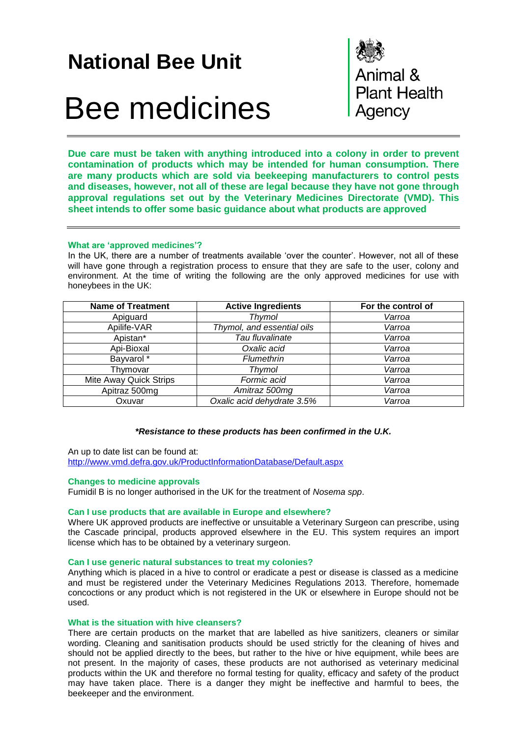# National Bee Unit

# Bee medicines

Animal & Plant Health Agency

**Due care must be taken with anything introduced into a colony in order to prevent contamination of products which may be intended for human consumption. There are many products which are sold via beekeeping manufacturers to control pests and diseases, however, not all of these are legal because they have not gone through approval regulations set out by the Veterinary Medicines Directorate (VMD). This sheet intends to offer some basic guidance about what products are approved**

### What are 'approved medicines'?

In the UK, there are a number of treatments available 'over the counter'. However, not all of these will have gone through a registration process to ensure that they are safe to the user, colony and environment. At the time of writing the following are the only approved medicines for use with honeybees in the UK:

| Name of Treatment | Active Ingredients | For the control of |
| --- | --- | --- |
| Apiguard | *Thymol* | *Varroa* |
| Apilife-VAR | *Thymol, and essential oils* | *Varroa* |
| Apistan* | *Tau fluvalinate* | *Varroa* |
| Api-Bioxal | *Oxalic acid* | *Varroa* |
| Bayvarol * | *Flumethrin* | *Varroa* |
| Thymovar | *Thymol* | *Varroa* |
| Mite Away Quick Strips | *Formic acid* | *Varroa* |
| Apitraz 500mg | *Amitraz 500mg* | *Varroa* |
| Oxuvar | *Oxalic acid dehydrate 3.5%* | *Varroa* |

***Resistance to these products has been confirmed in the U.K.***

An up to date list can be found at:
http://www.vmd.defra.gov.uk/ProductInformationDatabase/Default.aspx

### Changes to medicine approvals

Fumidil B is no longer authorised in the UK for the treatment of *Nosema spp*.

### Can I use products that are available in Europe and elsewhere?

Where UK approved products are ineffective or unsuitable a Veterinary Surgeon can prescribe, using the Cascade principal, products approved elsewhere in the EU. This system requires an import license which has to be obtained by a veterinary surgeon.

### Can I use generic natural substances to treat my colonies?

Anything which is placed in a hive to control or eradicate a pest or disease is classed as a medicine and must be registered under the Veterinary Medicines Regulations 2013. Therefore, homemade concoctions or any product which is not registered in the UK or elsewhere in Europe should not be used.

### What is the situation with hive cleansers?

There are certain products on the market that are labelled as hive sanitizers, cleaners or similar wording. Cleaning and sanitisation products should be used strictly for the cleaning of hives and should not be applied directly to the bees, but rather to the hive or hive equipment, while bees are not present. In the majority of cases, these products are not authorised as veterinary medicinal products within the UK and therefore no formal testing for quality, efficacy and safety of the product may have taken place. There is a danger they might be ineffective and harmful to bees, the beekeeper and the environment.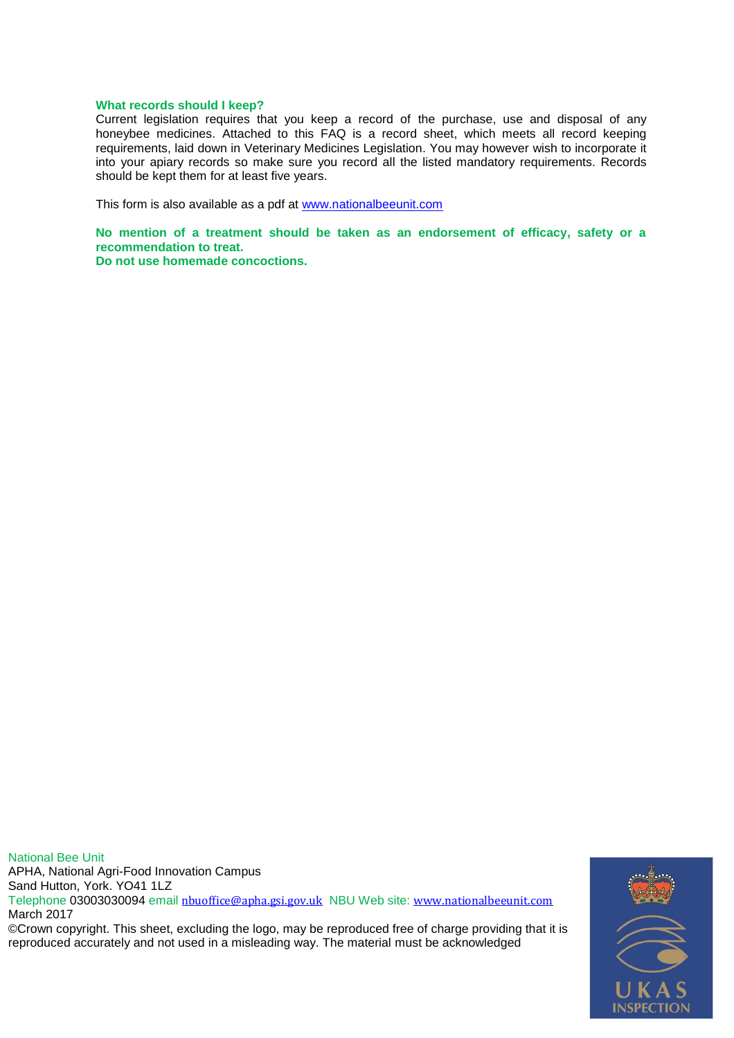### What records should I keep?

Current legislation requires that you keep a record of the purchase, use and disposal of any honeybee medicines. Attached to this FAQ is a record sheet, which meets all record keeping requirements, laid down in Veterinary Medicines Legislation. You may however wish to incorporate it into your apiary records so make sure you record all the listed mandatory requirements. Records should be kept them for at least five years.

This form is also available as a pdf at [www.nationalbeeunit.com](www.nationalbeeunit.com)

**No mention of a treatment should be taken as an endorsement of efficacy, safety or a recommendation to treat.**
**Do not use homemade concoctions.**

National Bee Unit
APHA, National Agri-Food Innovation Campus
Sand Hutton, York. YO41 1LZ
Telephone 03003030094 email [nbuoffice@apha.gsi.gov.uk](mailto:nbuoffice@apha.gsi.gov.uk) NBU Web site: [www.nationalbeeunit.com](www.nationalbeeunit.com)
March 2017
©Crown copyright. This sheet, excluding the logo, may be reproduced free of charge providing that it is reproduced accurately and not used in a misleading way. The material must be acknowledged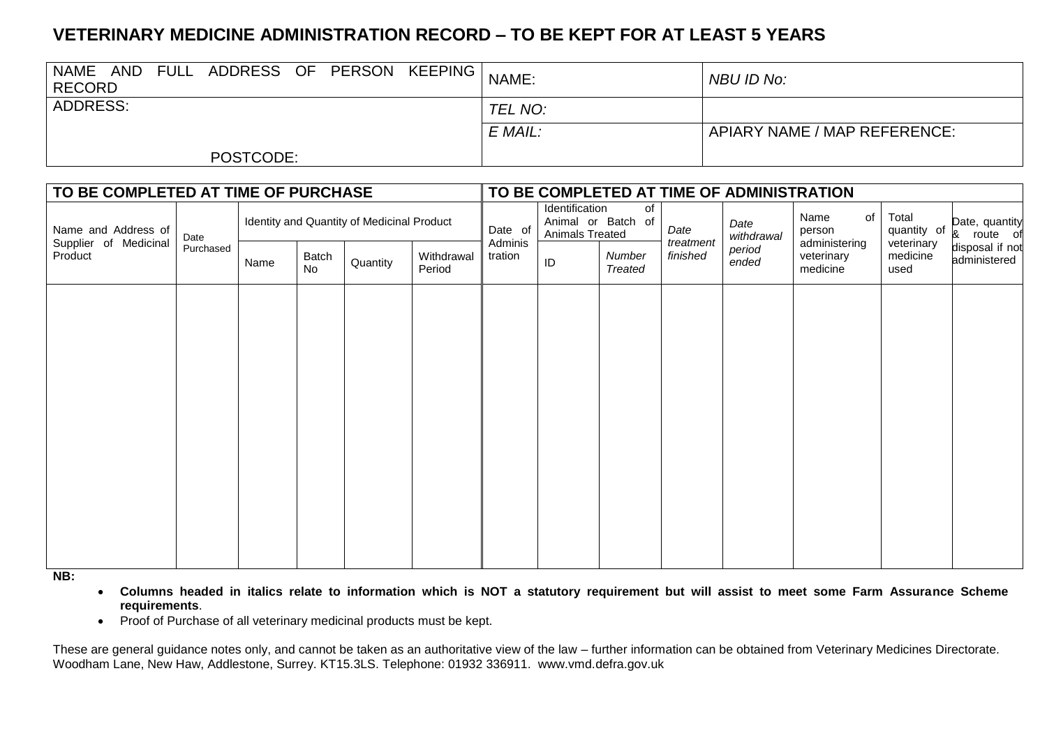# VETERINARY MEDICINE ADMINISTRATION RECORD – TO BE KEPT FOR AT LEAST 5 YEARS

| NAME AND FULL ADDRESS OF PERSON KEEPING RECORD | NAME: | *NBU ID No:* |
|---|---|---|
| ADDRESS:<br><br>POSTCODE: | *TEL NO:* | |
| | *E MAIL:* | APIARY NAME / MAP REFERENCE: |

| TO BE COMPLETED AT TIME OF PURCHASE | | | | | | TO BE COMPLETED AT TIME OF ADMINISTRATION | | | | | | | |
|---|---|---|---|---|---|---|---|---|---|---|---|---|---|
| Name and Address of Supplier of Medicinal Product | Date Purchased | Identity and Quantity of Medicinal Product | | | | Date of Administration | Identification of Animal or Batch of Animals Treated | | *Date treatment finished* | *Date withdrawal period ended* | Name of person administering veterinary medicine | Total quantity of veterinary medicine used | Date, quantity & route of disposal if not administered |
| | | Name | Batch No | Quantity | Withdrawal Period | | ID | *Number Treated* | | | | | |
| | | | | | | | | | | | | | |

**NB:**

- **Columns headed in italics relate to information which is NOT a statutory requirement but will assist to meet some Farm Assurance Scheme requirements**.
- Proof of Purchase of all veterinary medicinal products must be kept.

These are general guidance notes only, and cannot be taken as an authoritative view of the law – further information can be obtained from Veterinary Medicines Directorate. Woodham Lane, New Haw, Addlestone, Surrey. KT15.3LS. Telephone: 01932 336911. www.vmd.defra.gov.uk